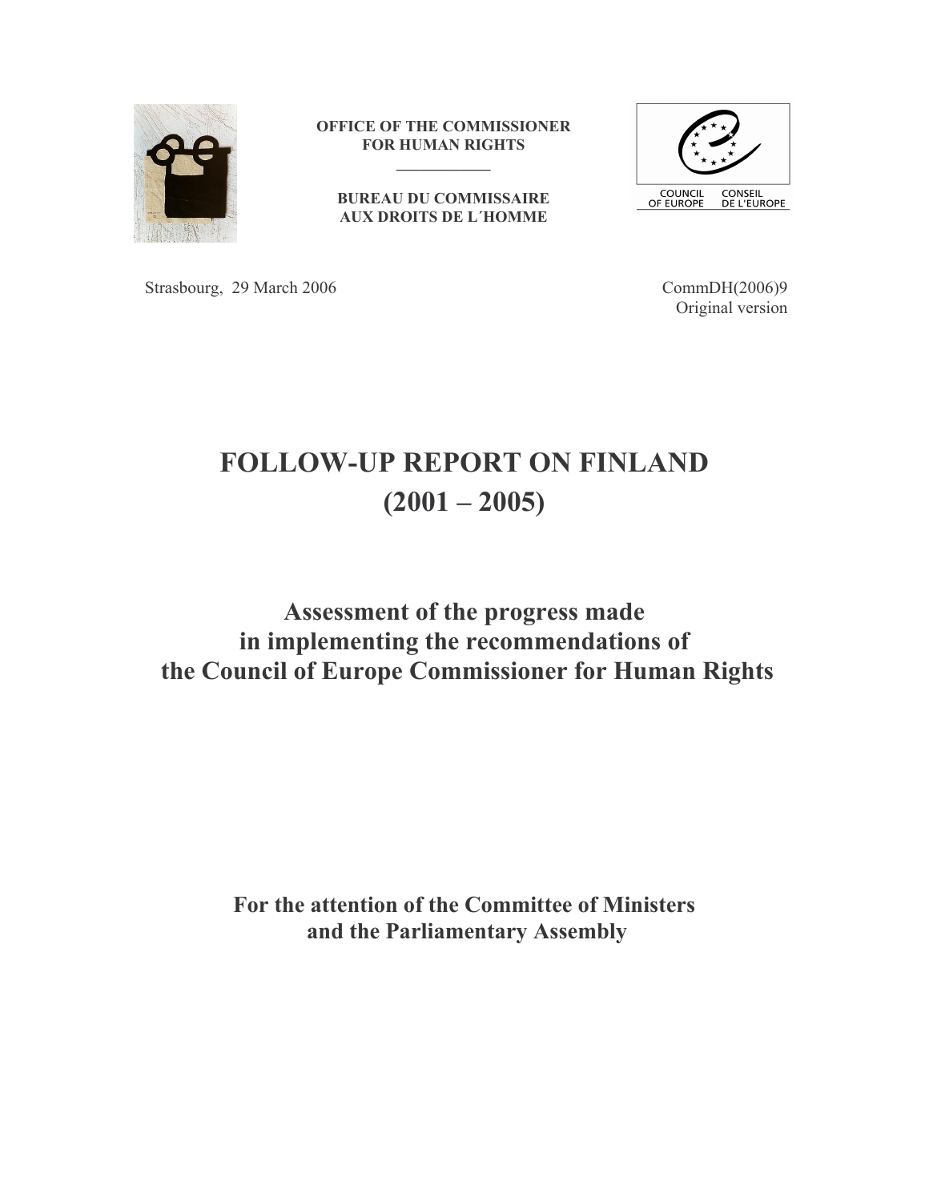**OFFICE OF THE COMMISSIONER FOR HUMAN RIGHTS**

**BUREAU DU COMMISSAIRE AUX DROITS DE L´HOMME**

COUNCIL OF EUROPE CONSEIL DE L'EUROPE

Strasbourg, 29 March 2006

CommDH(2006)9
Original version

# FOLLOW-UP REPORT ON FINLAND (2001 – 2005)

## Assessment of the progress made in implementing the recommendations of the Council of Europe Commissioner for Human Rights

**For the attention of the Committee of Ministers and the Parliamentary Assembly**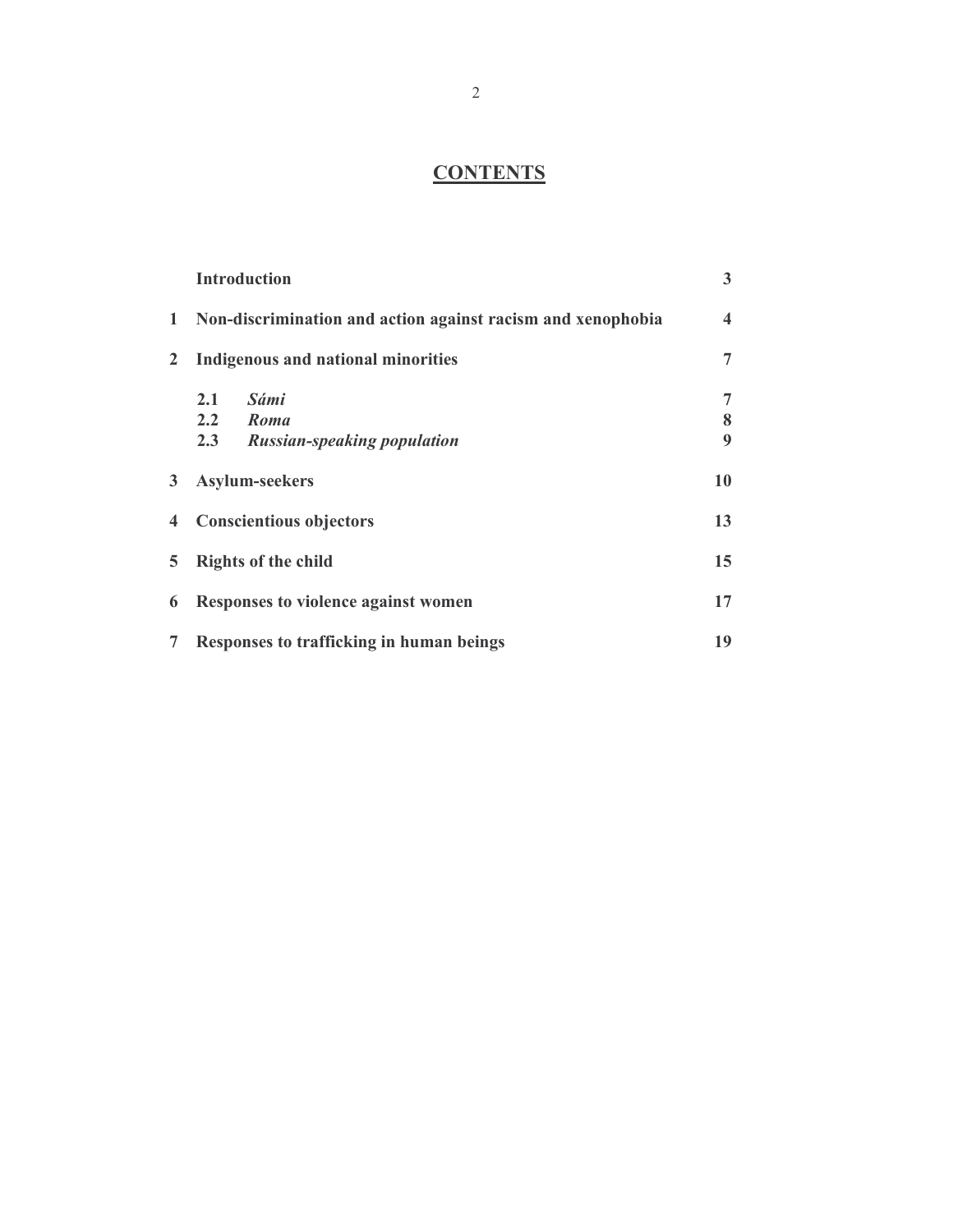# CONTENTS

| | | |
|---|---|---|
| | **Introduction** | **3** |
| **1** | **Non-discrimination and action against racism and xenophobia** | **4** |
| **2** | **Indigenous and national minorities** | **7** |
| | **2.1** ***Sámi*** | **7** |
| | **2.2** ***Roma*** | **8** |
| | **2.3** ***Russian-speaking population*** | **9** |
| **3** | **Asylum-seekers** | **10** |
| **4** | **Conscientious objectors** | **13** |
| **5** | **Rights of the child** | **15** |
| **6** | **Responses to violence against women** | **17** |
| **7** | **Responses to trafficking in human beings** | **19** |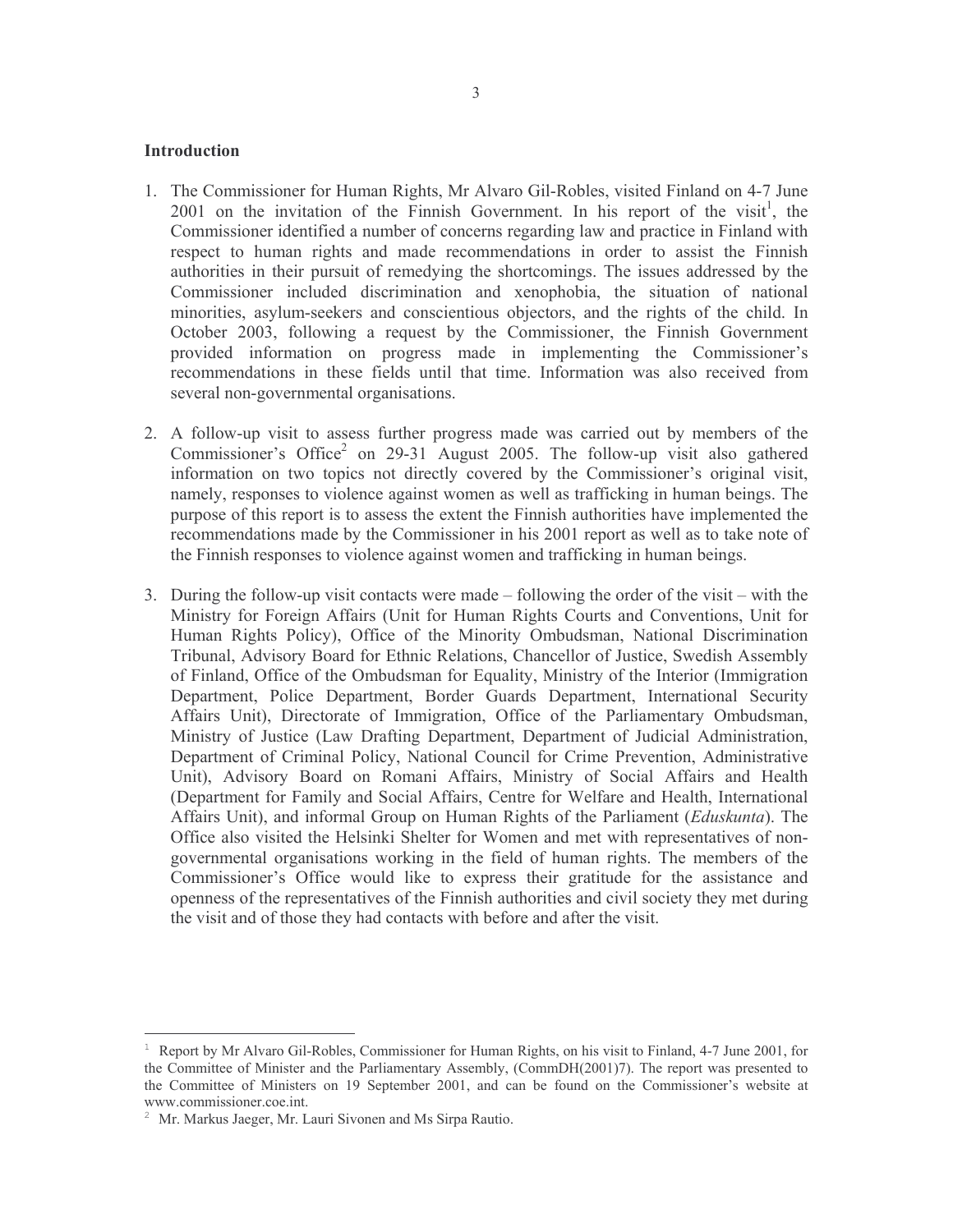## Introduction

1. The Commissioner for Human Rights, Mr Alvaro Gil-Robles, visited Finland on 4-7 June 2001 on the invitation of the Finnish Government. In his report of the visit[1], the Commissioner identified a number of concerns regarding law and practice in Finland with respect to human rights and made recommendations in order to assist the Finnish authorities in their pursuit of remedying the shortcomings. The issues addressed by the Commissioner included discrimination and xenophobia, the situation of national minorities, asylum-seekers and conscientious objectors, and the rights of the child. In October 2003, following a request by the Commissioner, the Finnish Government provided information on progress made in implementing the Commissioner's recommendations in these fields until that time. Information was also received from several non-governmental organisations.

2. A follow-up visit to assess further progress made was carried out by members of the Commissioner's Office[2] on 29-31 August 2005. The follow-up visit also gathered information on two topics not directly covered by the Commissioner's original visit, namely, responses to violence against women as well as trafficking in human beings. The purpose of this report is to assess the extent the Finnish authorities have implemented the recommendations made by the Commissioner in his 2001 report as well as to take note of the Finnish responses to violence against women and trafficking in human beings.

3. During the follow-up visit contacts were made – following the order of the visit – with the Ministry for Foreign Affairs (Unit for Human Rights Courts and Conventions, Unit for Human Rights Policy), Office of the Minority Ombudsman, National Discrimination Tribunal, Advisory Board for Ethnic Relations, Chancellor of Justice, Swedish Assembly of Finland, Office of the Ombudsman for Equality, Ministry of the Interior (Immigration Department, Police Department, Border Guards Department, International Security Affairs Unit), Directorate of Immigration, Office of the Parliamentary Ombudsman, Ministry of Justice (Law Drafting Department, Department of Judicial Administration, Department of Criminal Policy, National Council for Crime Prevention, Administrative Unit), Advisory Board on Romani Affairs, Ministry of Social Affairs and Health (Department for Family and Social Affairs, Centre for Welfare and Health, International Affairs Unit), and informal Group on Human Rights of the Parliament (*Eduskunta*). The Office also visited the Helsinki Shelter for Women and met with representatives of non-governmental organisations working in the field of human rights. The members of the Commissioner's Office would like to express their gratitude for the assistance and openness of the representatives of the Finnish authorities and civil society they met during the visit and of those they had contacts with before and after the visit.

---

[1] Report by Mr Alvaro Gil-Robles, Commissioner for Human Rights, on his visit to Finland, 4-7 June 2001, for the Committee of Minister and the Parliamentary Assembly, (CommDH(2001)7). The report was presented to the Committee of Ministers on 19 September 2001, and can be found on the Commissioner's website at www.commissioner.coe.int.

[2] Mr. Markus Jaeger, Mr. Lauri Sivonen and Ms Sirpa Rautio.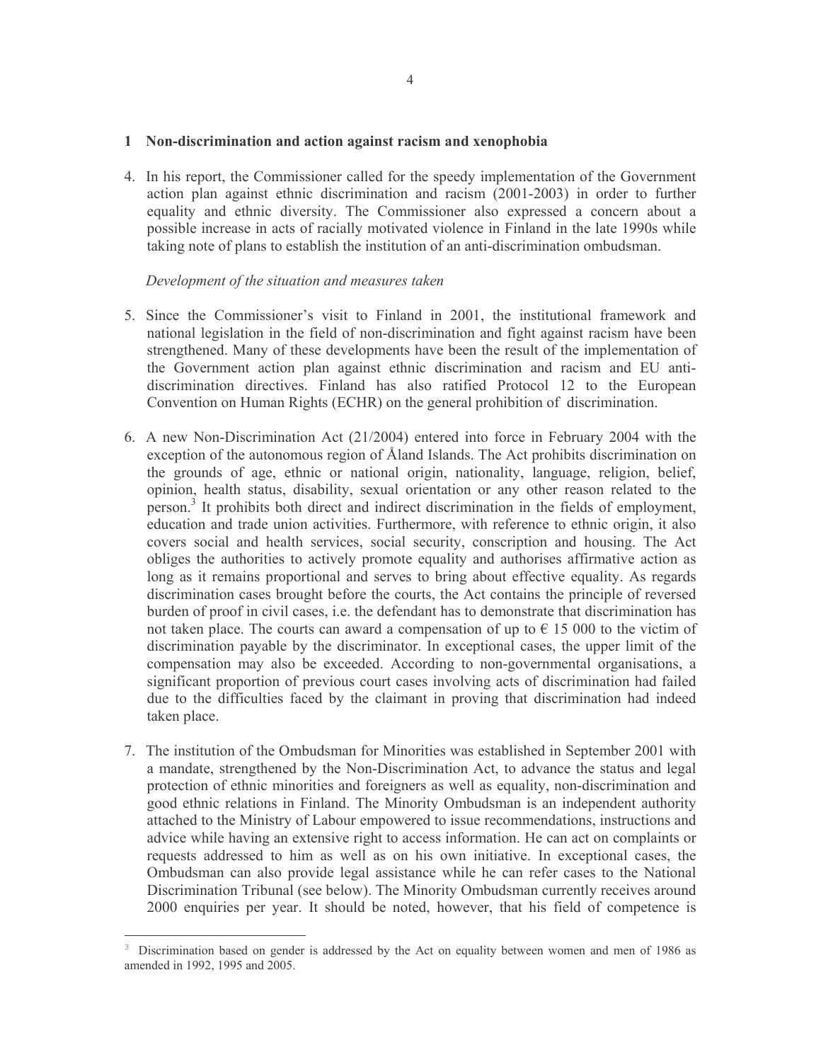## 1 Non-discrimination and action against racism and xenophobia

4. In his report, the Commissioner called for the speedy implementation of the Government action plan against ethnic discrimination and racism (2001-2003) in order to further equality and ethnic diversity. The Commissioner also expressed a concern about a possible increase in acts of racially motivated violence in Finland in the late 1990s while taking note of plans to establish the institution of an anti-discrimination ombudsman.

*Development of the situation and measures taken*

5. Since the Commissioner's visit to Finland in 2001, the institutional framework and national legislation in the field of non-discrimination and fight against racism have been strengthened. Many of these developments have been the result of the implementation of the Government action plan against ethnic discrimination and racism and EU anti-discrimination directives. Finland has also ratified Protocol 12 to the European Convention on Human Rights (ECHR) on the general prohibition of discrimination.

6. A new Non-Discrimination Act (21/2004) entered into force in February 2004 with the exception of the autonomous region of Åland Islands. The Act prohibits discrimination on the grounds of age, ethnic or national origin, nationality, language, religion, belief, opinion, health status, disability, sexual orientation or any other reason related to the person.[3] It prohibits both direct and indirect discrimination in the fields of employment, education and trade union activities. Furthermore, with reference to ethnic origin, it also covers social and health services, social security, conscription and housing. The Act obliges the authorities to actively promote equality and authorises affirmative action as long as it remains proportional and serves to bring about effective equality. As regards discrimination cases brought before the courts, the Act contains the principle of reversed burden of proof in civil cases, i.e. the defendant has to demonstrate that discrimination has not taken place. The courts can award a compensation of up to € 15 000 to the victim of discrimination payable by the discriminator. In exceptional cases, the upper limit of the compensation may also be exceeded. According to non-governmental organisations, a significant proportion of previous court cases involving acts of discrimination had failed due to the difficulties faced by the claimant in proving that discrimination had indeed taken place.

7. The institution of the Ombudsman for Minorities was established in September 2001 with a mandate, strengthened by the Non-Discrimination Act, to advance the status and legal protection of ethnic minorities and foreigners as well as equality, non-discrimination and good ethnic relations in Finland. The Minority Ombudsman is an independent authority attached to the Ministry of Labour empowered to issue recommendations, instructions and advice while having an extensive right to access information. He can act on complaints or requests addressed to him as well as on his own initiative. In exceptional cases, the Ombudsman can also provide legal assistance while he can refer cases to the National Discrimination Tribunal (see below). The Minority Ombudsman currently receives around 2000 enquiries per year. It should be noted, however, that his field of competence is

---

[3] Discrimination based on gender is addressed by the Act on equality between women and men of 1986 as amended in 1992, 1995 and 2005.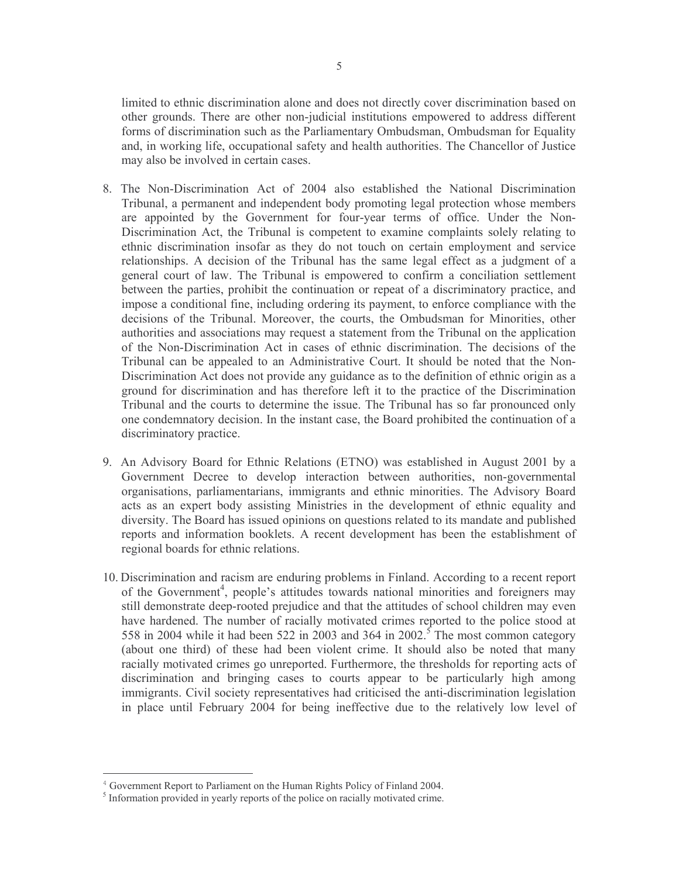limited to ethnic discrimination alone and does not directly cover discrimination based on other grounds. There are other non-judicial institutions empowered to address different forms of discrimination such as the Parliamentary Ombudsman, Ombudsman for Equality and, in working life, occupational safety and health authorities. The Chancellor of Justice may also be involved in certain cases.

8. The Non-Discrimination Act of 2004 also established the National Discrimination Tribunal, a permanent and independent body promoting legal protection whose members are appointed by the Government for four-year terms of office. Under the Non-Discrimination Act, the Tribunal is competent to examine complaints solely relating to ethnic discrimination insofar as they do not touch on certain employment and service relationships. A decision of the Tribunal has the same legal effect as a judgment of a general court of law. The Tribunal is empowered to confirm a conciliation settlement between the parties, prohibit the continuation or repeat of a discriminatory practice, and impose a conditional fine, including ordering its payment, to enforce compliance with the decisions of the Tribunal. Moreover, the courts, the Ombudsman for Minorities, other authorities and associations may request a statement from the Tribunal on the application of the Non-Discrimination Act in cases of ethnic discrimination. The decisions of the Tribunal can be appealed to an Administrative Court. It should be noted that the Non-Discrimination Act does not provide any guidance as to the definition of ethnic origin as a ground for discrimination and has therefore left it to the practice of the Discrimination Tribunal and the courts to determine the issue. The Tribunal has so far pronounced only one condemnatory decision. In the instant case, the Board prohibited the continuation of a discriminatory practice.

9. An Advisory Board for Ethnic Relations (ETNO) was established in August 2001 by a Government Decree to develop interaction between authorities, non-governmental organisations, parliamentarians, immigrants and ethnic minorities. The Advisory Board acts as an expert body assisting Ministries in the development of ethnic equality and diversity. The Board has issued opinions on questions related to its mandate and published reports and information booklets. A recent development has been the establishment of regional boards for ethnic relations.

10. Discrimination and racism are enduring problems in Finland. According to a recent report of the Government[4], people's attitudes towards national minorities and foreigners may still demonstrate deep-rooted prejudice and that the attitudes of school children may even have hardened. The number of racially motivated crimes reported to the police stood at 558 in 2004 while it had been 522 in 2003 and 364 in 2002.[5] The most common category (about one third) of these had been violent crime. It should also be noted that many racially motivated crimes go unreported. Furthermore, the thresholds for reporting acts of discrimination and bringing cases to courts appear to be particularly high among immigrants. Civil society representatives had criticised the anti-discrimination legislation in place until February 2004 for being ineffective due to the relatively low level of

---

[4] Government Report to Parliament on the Human Rights Policy of Finland 2004.

[5] Information provided in yearly reports of the police on racially motivated crime.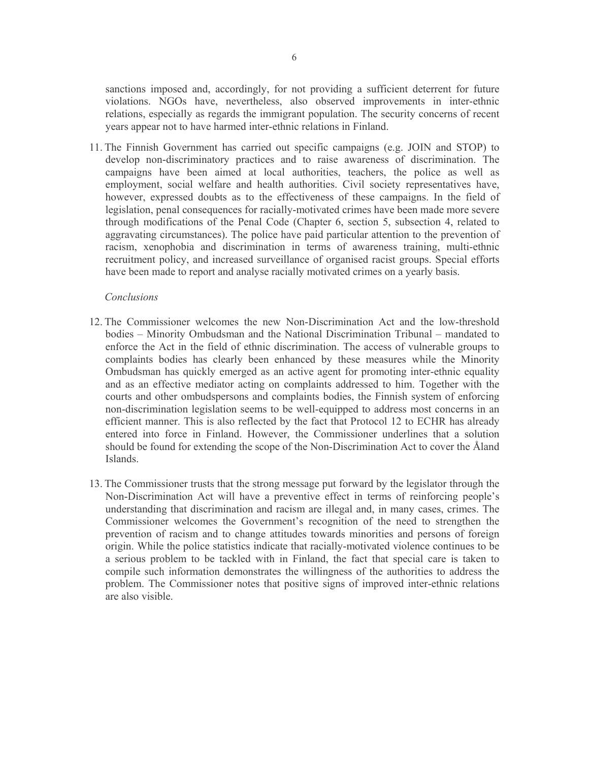sanctions imposed and, accordingly, for not providing a sufficient deterrent for future violations. NGOs have, nevertheless, also observed improvements in inter-ethnic relations, especially as regards the immigrant population. The security concerns of recent years appear not to have harmed inter-ethnic relations in Finland.

11. The Finnish Government has carried out specific campaigns (e.g. JOIN and STOP) to develop non-discriminatory practices and to raise awareness of discrimination. The campaigns have been aimed at local authorities, teachers, the police as well as employment, social welfare and health authorities. Civil society representatives have, however, expressed doubts as to the effectiveness of these campaigns. In the field of legislation, penal consequences for racially-motivated crimes have been made more severe through modifications of the Penal Code (Chapter 6, section 5, subsection 4, related to aggravating circumstances). The police have paid particular attention to the prevention of racism, xenophobia and discrimination in terms of awareness training, multi-ethnic recruitment policy, and increased surveillance of organised racist groups. Special efforts have been made to report and analyse racially motivated crimes on a yearly basis.

*Conclusions*

12. The Commissioner welcomes the new Non-Discrimination Act and the low-threshold bodies – Minority Ombudsman and the National Discrimination Tribunal – mandated to enforce the Act in the field of ethnic discrimination. The access of vulnerable groups to complaints bodies has clearly been enhanced by these measures while the Minority Ombudsman has quickly emerged as an active agent for promoting inter-ethnic equality and as an effective mediator acting on complaints addressed to him. Together with the courts and other ombudspersons and complaints bodies, the Finnish system of enforcing non-discrimination legislation seems to be well-equipped to address most concerns in an efficient manner. This is also reflected by the fact that Protocol 12 to ECHR has already entered into force in Finland. However, the Commissioner underlines that a solution should be found for extending the scope of the Non-Discrimination Act to cover the Åland Islands.

13. The Commissioner trusts that the strong message put forward by the legislator through the Non-Discrimination Act will have a preventive effect in terms of reinforcing people's understanding that discrimination and racism are illegal and, in many cases, crimes. The Commissioner welcomes the Government's recognition of the need to strengthen the prevention of racism and to change attitudes towards minorities and persons of foreign origin. While the police statistics indicate that racially-motivated violence continues to be a serious problem to be tackled with in Finland, the fact that special care is taken to compile such information demonstrates the willingness of the authorities to address the problem. The Commissioner notes that positive signs of improved inter-ethnic relations are also visible.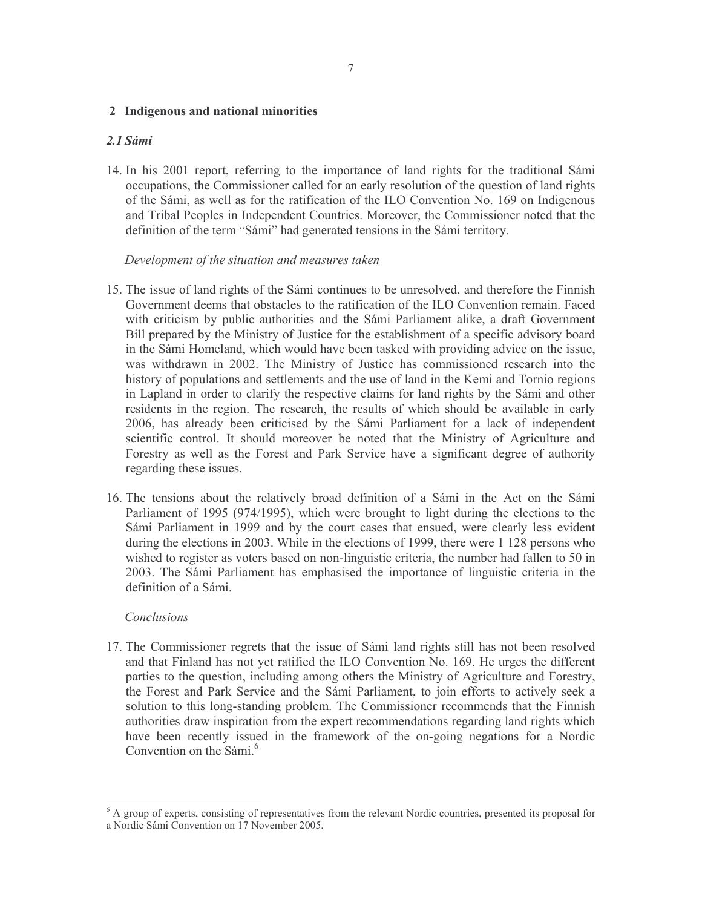## 2 Indigenous and national minorities

### *2.1 Sámi*

14. In his 2001 report, referring to the importance of land rights for the traditional Sámi occupations, the Commissioner called for an early resolution of the question of land rights of the Sámi, as well as for the ratification of the ILO Convention No. 169 on Indigenous and Tribal Peoples in Independent Countries. Moreover, the Commissioner noted that the definition of the term "Sámi" had generated tensions in the Sámi territory.

*Development of the situation and measures taken*

15. The issue of land rights of the Sámi continues to be unresolved, and therefore the Finnish Government deems that obstacles to the ratification of the ILO Convention remain. Faced with criticism by public authorities and the Sámi Parliament alike, a draft Government Bill prepared by the Ministry of Justice for the establishment of a specific advisory board in the Sámi Homeland, which would have been tasked with providing advice on the issue, was withdrawn in 2002. The Ministry of Justice has commissioned research into the history of populations and settlements and the use of land in the Kemi and Tornio regions in Lapland in order to clarify the respective claims for land rights by the Sámi and other residents in the region. The research, the results of which should be available in early 2006, has already been criticised by the Sámi Parliament for a lack of independent scientific control. It should moreover be noted that the Ministry of Agriculture and Forestry as well as the Forest and Park Service have a significant degree of authority regarding these issues.

16. The tensions about the relatively broad definition of a Sámi in the Act on the Sámi Parliament of 1995 (974/1995), which were brought to light during the elections to the Sámi Parliament in 1999 and by the court cases that ensued, were clearly less evident during the elections in 2003. While in the elections of 1999, there were 1 128 persons who wished to register as voters based on non-linguistic criteria, the number had fallen to 50 in 2003. The Sámi Parliament has emphasised the importance of linguistic criteria in the definition of a Sámi.

*Conclusions*

17. The Commissioner regrets that the issue of Sámi land rights still has not been resolved and that Finland has not yet ratified the ILO Convention No. 169. He urges the different parties to the question, including among others the Ministry of Agriculture and Forestry, the Forest and Park Service and the Sámi Parliament, to join efforts to actively seek a solution to this long-standing problem. The Commissioner recommends that the Finnish authorities draw inspiration from the expert recommendations regarding land rights which have been recently issued in the framework of the on-going negations for a Nordic Convention on the Sámi.[6]

[6] A group of experts, consisting of representatives from the relevant Nordic countries, presented its proposal for a Nordic Sámi Convention on 17 November 2005.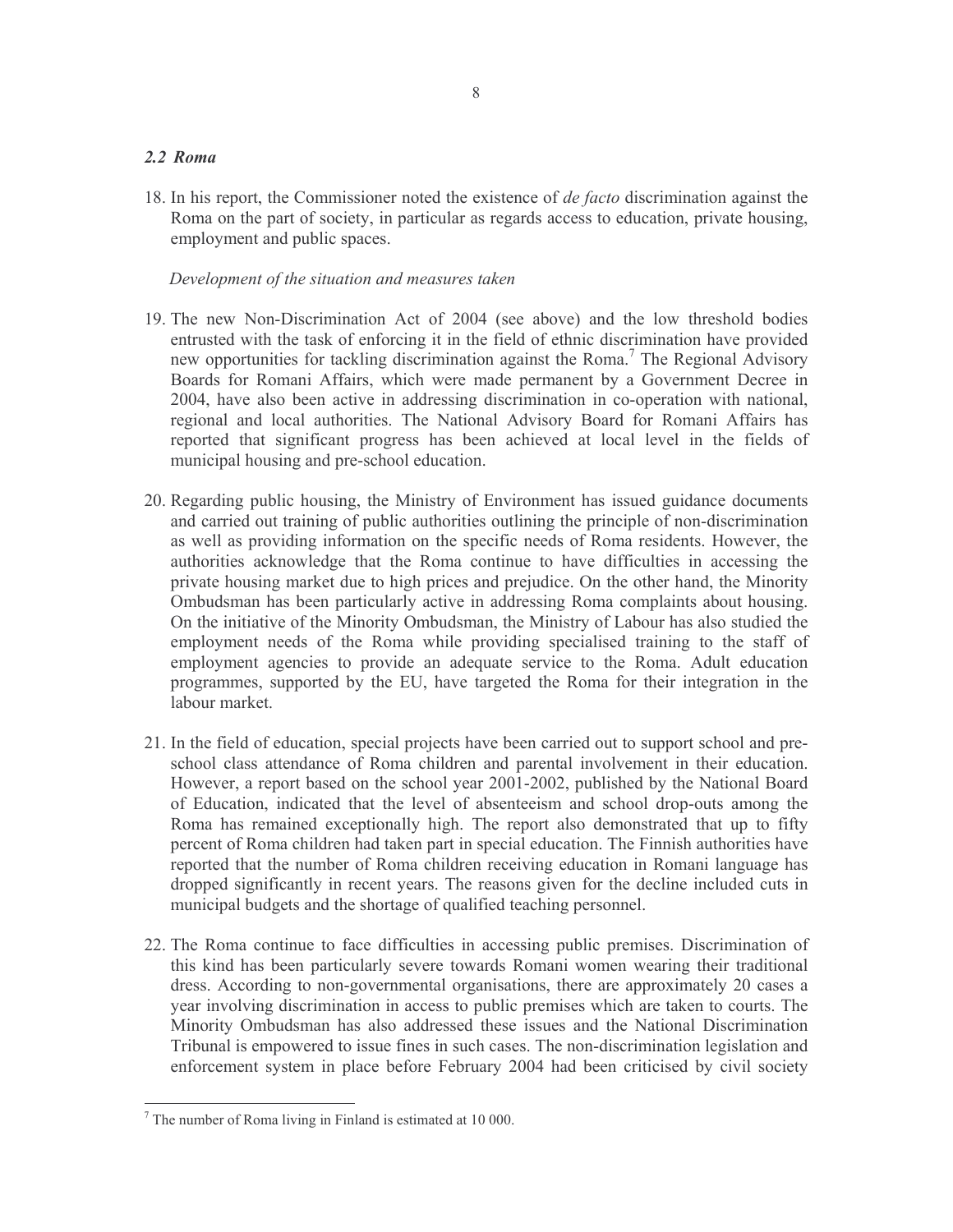### *2.2 Roma*

18. In his report, the Commissioner noted the existence of *de facto* discrimination against the Roma on the part of society, in particular as regards access to education, private housing, employment and public spaces.

*Development of the situation and measures taken*

19. The new Non-Discrimination Act of 2004 (see above) and the low threshold bodies entrusted with the task of enforcing it in the field of ethnic discrimination have provided new opportunities for tackling discrimination against the Roma.[7] The Regional Advisory Boards for Romani Affairs, which were made permanent by a Government Decree in 2004, have also been active in addressing discrimination in co-operation with national, regional and local authorities. The National Advisory Board for Romani Affairs has reported that significant progress has been achieved at local level in the fields of municipal housing and pre-school education.

20. Regarding public housing, the Ministry of Environment has issued guidance documents and carried out training of public authorities outlining the principle of non-discrimination as well as providing information on the specific needs of Roma residents. However, the authorities acknowledge that the Roma continue to have difficulties in accessing the private housing market due to high prices and prejudice. On the other hand, the Minority Ombudsman has been particularly active in addressing Roma complaints about housing. On the initiative of the Minority Ombudsman, the Ministry of Labour has also studied the employment needs of the Roma while providing specialised training to the staff of employment agencies to provide an adequate service to the Roma. Adult education programmes, supported by the EU, have targeted the Roma for their integration in the labour market.

21. In the field of education, special projects have been carried out to support school and pre-school class attendance of Roma children and parental involvement in their education. However, a report based on the school year 2001-2002, published by the National Board of Education, indicated that the level of absenteeism and school drop-outs among the Roma has remained exceptionally high. The report also demonstrated that up to fifty percent of Roma children had taken part in special education. The Finnish authorities have reported that the number of Roma children receiving education in Romani language has dropped significantly in recent years. The reasons given for the decline included cuts in municipal budgets and the shortage of qualified teaching personnel.

22. The Roma continue to face difficulties in accessing public premises. Discrimination of this kind has been particularly severe towards Romani women wearing their traditional dress. According to non-governmental organisations, there are approximately 20 cases a year involving discrimination in access to public premises which are taken to courts. The Minority Ombudsman has also addressed these issues and the National Discrimination Tribunal is empowered to issue fines in such cases. The non-discrimination legislation and enforcement system in place before February 2004 had been criticised by civil society

---

[7] The number of Roma living in Finland is estimated at 10 000.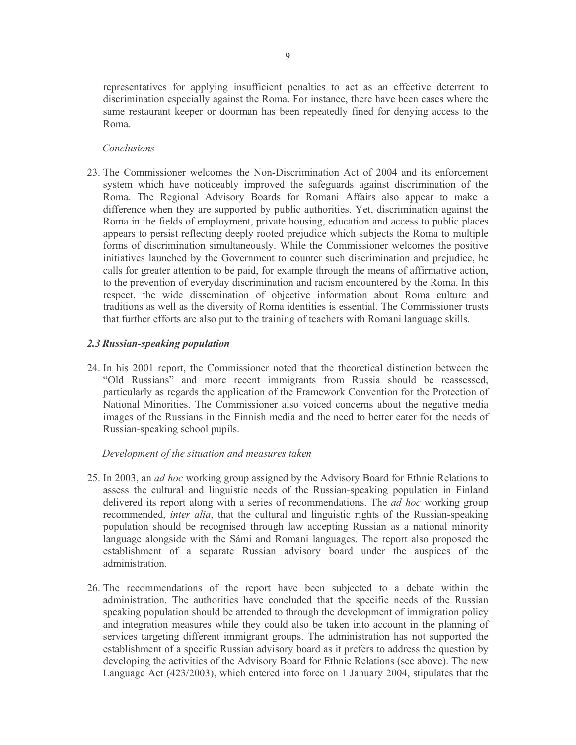representatives for applying insufficient penalties to act as an effective deterrent to discrimination especially against the Roma. For instance, there have been cases where the same restaurant keeper or doorman has been repeatedly fined for denying access to the Roma.

*Conclusions*

23. The Commissioner welcomes the Non-Discrimination Act of 2004 and its enforcement system which have noticeably improved the safeguards against discrimination of the Roma. The Regional Advisory Boards for Romani Affairs also appear to make a difference when they are supported by public authorities. Yet, discrimination against the Roma in the fields of employment, private housing, education and access to public places appears to persist reflecting deeply rooted prejudice which subjects the Roma to multiple forms of discrimination simultaneously. While the Commissioner welcomes the positive initiatives launched by the Government to counter such discrimination and prejudice, he calls for greater attention to be paid, for example through the means of affirmative action, to the prevention of everyday discrimination and racism encountered by the Roma. In this respect, the wide dissemination of objective information about Roma culture and traditions as well as the diversity of Roma identities is essential. The Commissioner trusts that further efforts are also put to the training of teachers with Romani language skills.

### *2.3 Russian-speaking population*

24. In his 2001 report, the Commissioner noted that the theoretical distinction between the "Old Russians" and more recent immigrants from Russia should be reassessed, particularly as regards the application of the Framework Convention for the Protection of National Minorities. The Commissioner also voiced concerns about the negative media images of the Russians in the Finnish media and the need to better cater for the needs of Russian-speaking school pupils.

*Development of the situation and measures taken*

25. In 2003, an *ad hoc* working group assigned by the Advisory Board for Ethnic Relations to assess the cultural and linguistic needs of the Russian-speaking population in Finland delivered its report along with a series of recommendations. The *ad hoc* working group recommended, *inter alia*, that the cultural and linguistic rights of the Russian-speaking population should be recognised through law accepting Russian as a national minority language alongside with the Sámi and Romani languages. The report also proposed the establishment of a separate Russian advisory board under the auspices of the administration.

26. The recommendations of the report have been subjected to a debate within the administration. The authorities have concluded that the specific needs of the Russian speaking population should be attended to through the development of immigration policy and integration measures while they could also be taken into account in the planning of services targeting different immigrant groups. The administration has not supported the establishment of a specific Russian advisory board as it prefers to address the question by developing the activities of the Advisory Board for Ethnic Relations (see above). The new Language Act (423/2003), which entered into force on 1 January 2004, stipulates that the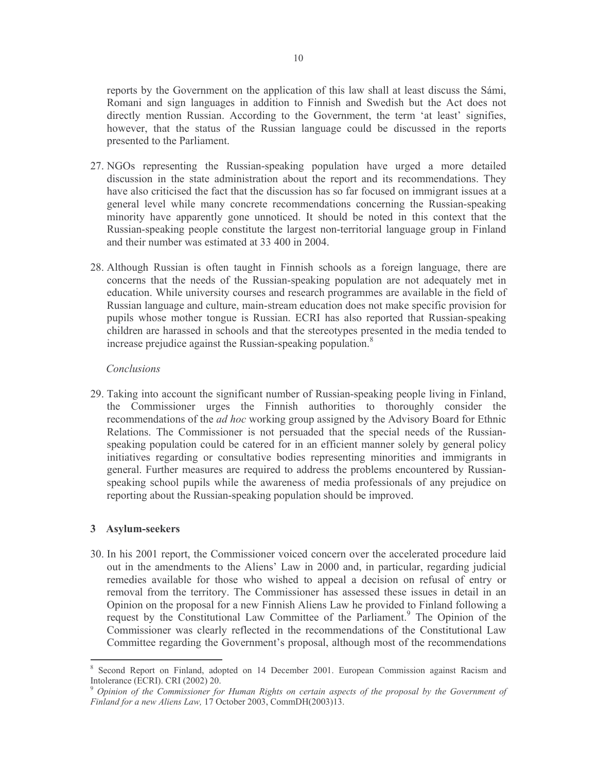reports by the Government on the application of this law shall at least discuss the Sámi, Romani and sign languages in addition to Finnish and Swedish but the Act does not directly mention Russian. According to the Government, the term 'at least' signifies, however, that the status of the Russian language could be discussed in the reports presented to the Parliament.

27. NGOs representing the Russian-speaking population have urged a more detailed discussion in the state administration about the report and its recommendations. They have also criticised the fact that the discussion has so far focused on immigrant issues at a general level while many concrete recommendations concerning the Russian-speaking minority have apparently gone unnoticed. It should be noted in this context that the Russian-speaking people constitute the largest non-territorial language group in Finland and their number was estimated at 33 400 in 2004.

28. Although Russian is often taught in Finnish schools as a foreign language, there are concerns that the needs of the Russian-speaking population are not adequately met in education. While university courses and research programmes are available in the field of Russian language and culture, main-stream education does not make specific provision for pupils whose mother tongue is Russian. ECRI has also reported that Russian-speaking children are harassed in schools and that the stereotypes presented in the media tended to increase prejudice against the Russian-speaking population.[8]

*Conclusions*

29. Taking into account the significant number of Russian-speaking people living in Finland, the Commissioner urges the Finnish authorities to thoroughly consider the recommendations of the *ad hoc* working group assigned by the Advisory Board for Ethnic Relations. The Commissioner is not persuaded that the special needs of the Russian-speaking population could be catered for in an efficient manner solely by general policy initiatives regarding or consultative bodies representing minorities and immigrants in general. Further measures are required to address the problems encountered by Russian-speaking school pupils while the awareness of media professionals of any prejudice on reporting about the Russian-speaking population should be improved.

## 3 Asylum-seekers

30. In his 2001 report, the Commissioner voiced concern over the accelerated procedure laid out in the amendments to the Aliens' Law in 2000 and, in particular, regarding judicial remedies available for those who wished to appeal a decision on refusal of entry or removal from the territory. The Commissioner has assessed these issues in detail in an Opinion on the proposal for a new Finnish Aliens Law he provided to Finland following a request by the Constitutional Law Committee of the Parliament.[9] The Opinion of the Commissioner was clearly reflected in the recommendations of the Constitutional Law Committee regarding the Government's proposal, although most of the recommendations

---

[8] Second Report on Finland, adopted on 14 December 2001. European Commission against Racism and Intolerance (ECRI). CRI (2002) 20.

[9] *Opinion of the Commissioner for Human Rights on certain aspects of the proposal by the Government of Finland for a new Aliens Law,* 17 October 2003, CommDH(2003)13.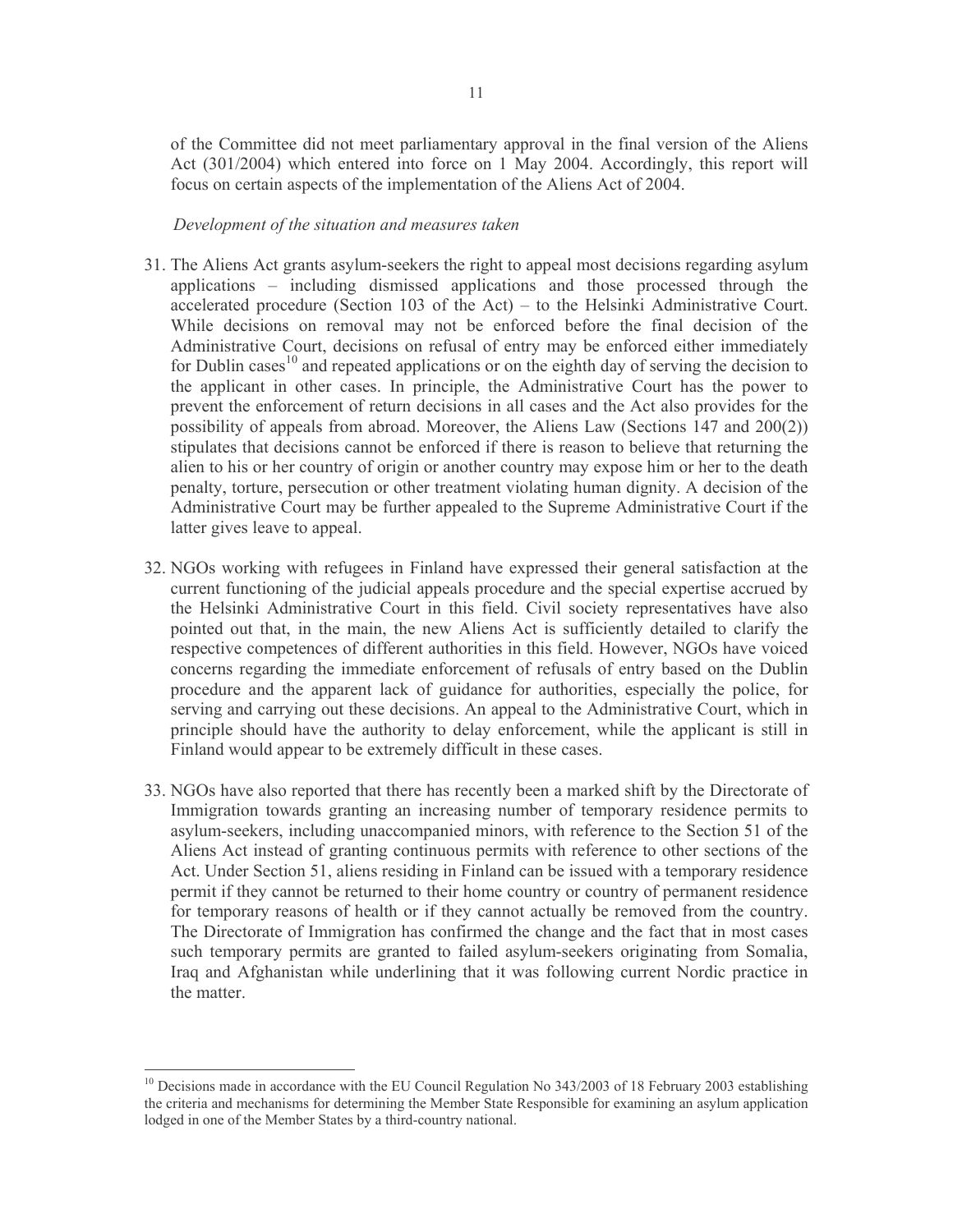of the Committee did not meet parliamentary approval in the final version of the Aliens Act (301/2004) which entered into force on 1 May 2004. Accordingly, this report will focus on certain aspects of the implementation of the Aliens Act of 2004.

*Development of the situation and measures taken*

31. The Aliens Act grants asylum-seekers the right to appeal most decisions regarding asylum applications – including dismissed applications and those processed through the accelerated procedure (Section 103 of the Act) – to the Helsinki Administrative Court. While decisions on removal may not be enforced before the final decision of the Administrative Court, decisions on refusal of entry may be enforced either immediately for Dublin cases[10] and repeated applications or on the eighth day of serving the decision to the applicant in other cases. In principle, the Administrative Court has the power to prevent the enforcement of return decisions in all cases and the Act also provides for the possibility of appeals from abroad. Moreover, the Aliens Law (Sections 147 and 200(2)) stipulates that decisions cannot be enforced if there is reason to believe that returning the alien to his or her country of origin or another country may expose him or her to the death penalty, torture, persecution or other treatment violating human dignity. A decision of the Administrative Court may be further appealed to the Supreme Administrative Court if the latter gives leave to appeal.

32. NGOs working with refugees in Finland have expressed their general satisfaction at the current functioning of the judicial appeals procedure and the special expertise accrued by the Helsinki Administrative Court in this field. Civil society representatives have also pointed out that, in the main, the new Aliens Act is sufficiently detailed to clarify the respective competences of different authorities in this field. However, NGOs have voiced concerns regarding the immediate enforcement of refusals of entry based on the Dublin procedure and the apparent lack of guidance for authorities, especially the police, for serving and carrying out these decisions. An appeal to the Administrative Court, which in principle should have the authority to delay enforcement, while the applicant is still in Finland would appear to be extremely difficult in these cases.

33. NGOs have also reported that there has recently been a marked shift by the Directorate of Immigration towards granting an increasing number of temporary residence permits to asylum-seekers, including unaccompanied minors, with reference to the Section 51 of the Aliens Act instead of granting continuous permits with reference to other sections of the Act. Under Section 51, aliens residing in Finland can be issued with a temporary residence permit if they cannot be returned to their home country or country of permanent residence for temporary reasons of health or if they cannot actually be removed from the country. The Directorate of Immigration has confirmed the change and the fact that in most cases such temporary permits are granted to failed asylum-seekers originating from Somalia, Iraq and Afghanistan while underlining that it was following current Nordic practice in the matter.

---

[10] Decisions made in accordance with the EU Council Regulation No 343/2003 of 18 February 2003 establishing the criteria and mechanisms for determining the Member State Responsible for examining an asylum application lodged in one of the Member States by a third-country national.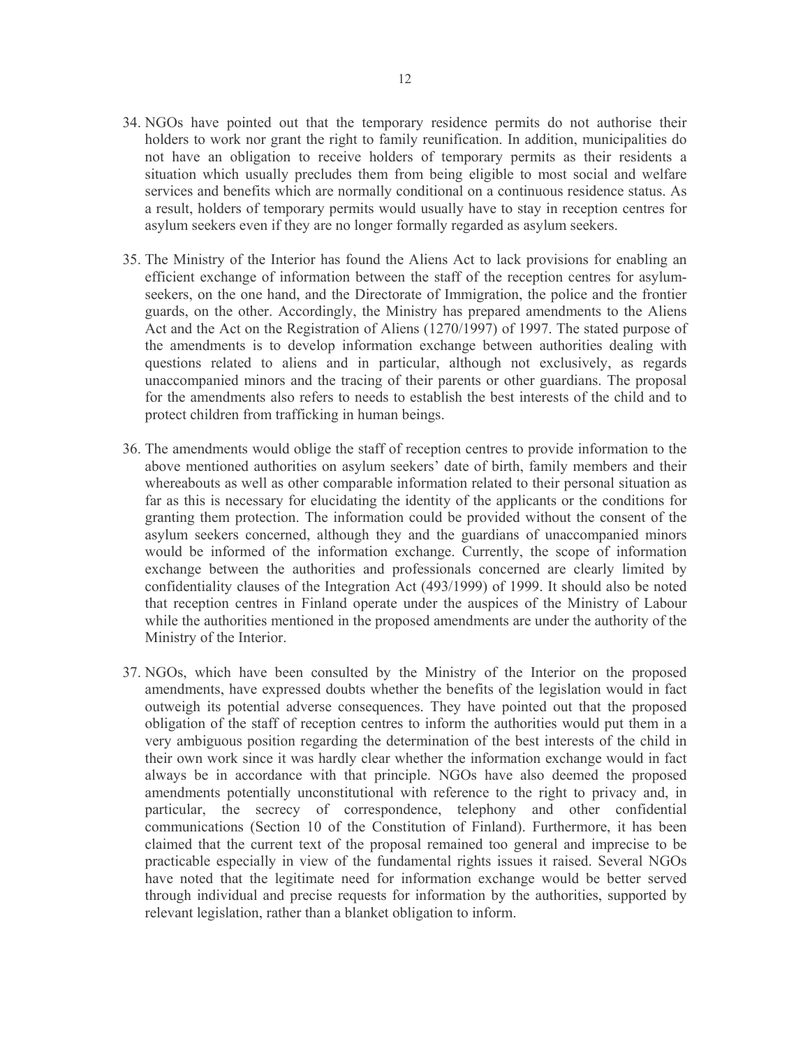34. NGOs have pointed out that the temporary residence permits do not authorise their holders to work nor grant the right to family reunification. In addition, municipalities do not have an obligation to receive holders of temporary permits as their residents a situation which usually precludes them from being eligible to most social and welfare services and benefits which are normally conditional on a continuous residence status. As a result, holders of temporary permits would usually have to stay in reception centres for asylum seekers even if they are no longer formally regarded as asylum seekers.

35. The Ministry of the Interior has found the Aliens Act to lack provisions for enabling an efficient exchange of information between the staff of the reception centres for asylum-seekers, on the one hand, and the Directorate of Immigration, the police and the frontier guards, on the other. Accordingly, the Ministry has prepared amendments to the Aliens Act and the Act on the Registration of Aliens (1270/1997) of 1997. The stated purpose of the amendments is to develop information exchange between authorities dealing with questions related to aliens and in particular, although not exclusively, as regards unaccompanied minors and the tracing of their parents or other guardians. The proposal for the amendments also refers to needs to establish the best interests of the child and to protect children from trafficking in human beings.

36. The amendments would oblige the staff of reception centres to provide information to the above mentioned authorities on asylum seekers' date of birth, family members and their whereabouts as well as other comparable information related to their personal situation as far as this is necessary for elucidating the identity of the applicants or the conditions for granting them protection. The information could be provided without the consent of the asylum seekers concerned, although they and the guardians of unaccompanied minors would be informed of the information exchange. Currently, the scope of information exchange between the authorities and professionals concerned are clearly limited by confidentiality clauses of the Integration Act (493/1999) of 1999. It should also be noted that reception centres in Finland operate under the auspices of the Ministry of Labour while the authorities mentioned in the proposed amendments are under the authority of the Ministry of the Interior.

37. NGOs, which have been consulted by the Ministry of the Interior on the proposed amendments, have expressed doubts whether the benefits of the legislation would in fact outweigh its potential adverse consequences. They have pointed out that the proposed obligation of the staff of reception centres to inform the authorities would put them in a very ambiguous position regarding the determination of the best interests of the child in their own work since it was hardly clear whether the information exchange would in fact always be in accordance with that principle. NGOs have also deemed the proposed amendments potentially unconstitutional with reference to the right to privacy and, in particular, the secrecy of correspondence, telephony and other confidential communications (Section 10 of the Constitution of Finland). Furthermore, it has been claimed that the current text of the proposal remained too general and imprecise to be practicable especially in view of the fundamental rights issues it raised. Several NGOs have noted that the legitimate need for information exchange would be better served through individual and precise requests for information by the authorities, supported by relevant legislation, rather than a blanket obligation to inform.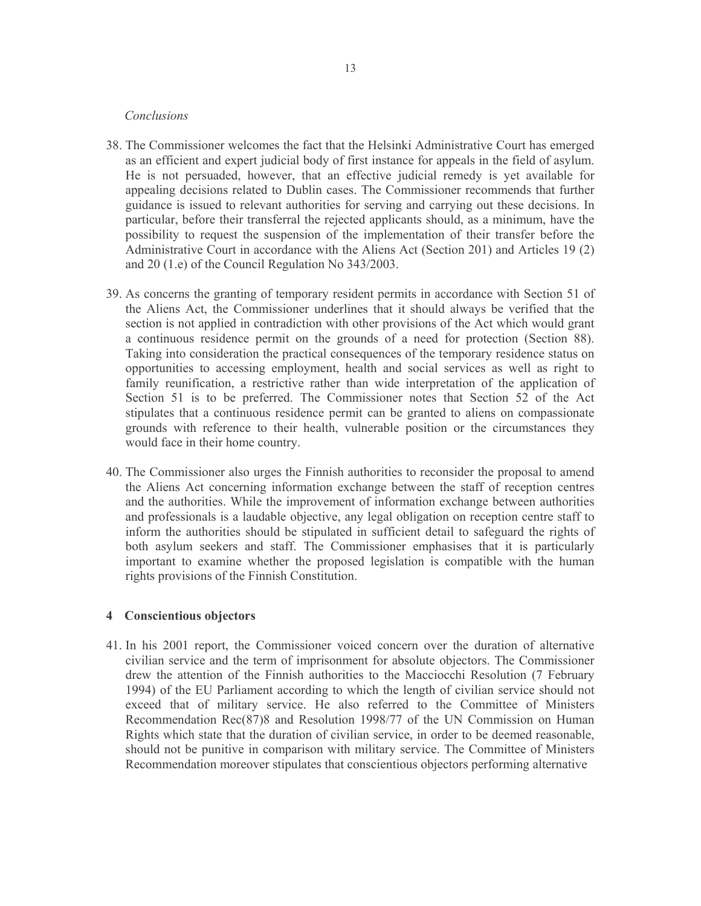*Conclusions*

38. The Commissioner welcomes the fact that the Helsinki Administrative Court has emerged as an efficient and expert judicial body of first instance for appeals in the field of asylum. He is not persuaded, however, that an effective judicial remedy is yet available for appealing decisions related to Dublin cases. The Commissioner recommends that further guidance is issued to relevant authorities for serving and carrying out these decisions. In particular, before their transferral the rejected applicants should, as a minimum, have the possibility to request the suspension of the implementation of their transfer before the Administrative Court in accordance with the Aliens Act (Section 201) and Articles 19 (2) and 20 (1.e) of the Council Regulation No 343/2003.

39. As concerns the granting of temporary resident permits in accordance with Section 51 of the Aliens Act, the Commissioner underlines that it should always be verified that the section is not applied in contradiction with other provisions of the Act which would grant a continuous residence permit on the grounds of a need for protection (Section 88). Taking into consideration the practical consequences of the temporary residence status on opportunities to accessing employment, health and social services as well as right to family reunification, a restrictive rather than wide interpretation of the application of Section 51 is to be preferred. The Commissioner notes that Section 52 of the Act stipulates that a continuous residence permit can be granted to aliens on compassionate grounds with reference to their health, vulnerable position or the circumstances they would face in their home country.

40. The Commissioner also urges the Finnish authorities to reconsider the proposal to amend the Aliens Act concerning information exchange between the staff of reception centres and the authorities. While the improvement of information exchange between authorities and professionals is a laudable objective, any legal obligation on reception centre staff to inform the authorities should be stipulated in sufficient detail to safeguard the rights of both asylum seekers and staff. The Commissioner emphasises that it is particularly important to examine whether the proposed legislation is compatible with the human rights provisions of the Finnish Constitution.

## 4 Conscientious objectors

41. In his 2001 report, the Commissioner voiced concern over the duration of alternative civilian service and the term of imprisonment for absolute objectors. The Commissioner drew the attention of the Finnish authorities to the Macciocchi Resolution (7 February 1994) of the EU Parliament according to which the length of civilian service should not exceed that of military service. He also referred to the Committee of Ministers Recommendation Rec(87)8 and Resolution 1998/77 of the UN Commission on Human Rights which state that the duration of civilian service, in order to be deemed reasonable, should not be punitive in comparison with military service. The Committee of Ministers Recommendation moreover stipulates that conscientious objectors performing alternative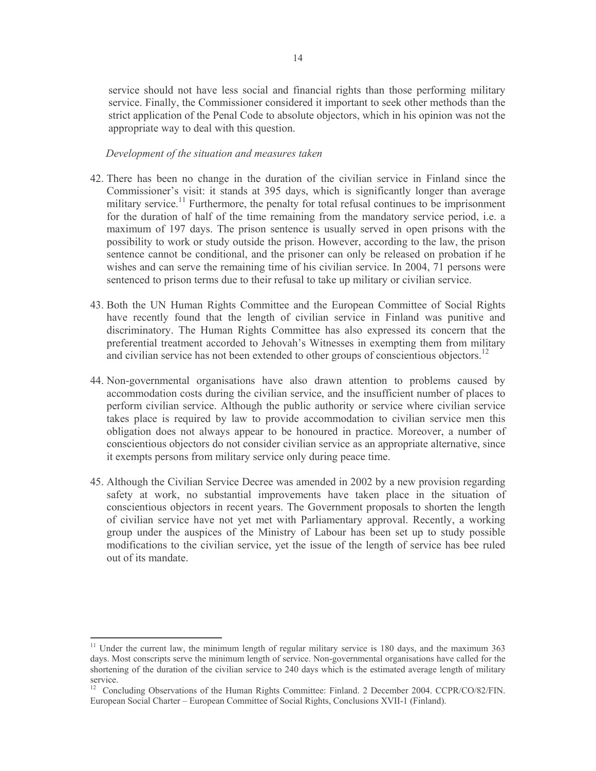service should not have less social and financial rights than those performing military service. Finally, the Commissioner considered it important to seek other methods than the strict application of the Penal Code to absolute objectors, which in his opinion was not the appropriate way to deal with this question.

*Development of the situation and measures taken*

42. There has been no change in the duration of the civilian service in Finland since the Commissioner's visit: it stands at 395 days, which is significantly longer than average military service.[11] Furthermore, the penalty for total refusal continues to be imprisonment for the duration of half of the time remaining from the mandatory service period, i.e. a maximum of 197 days. The prison sentence is usually served in open prisons with the possibility to work or study outside the prison. However, according to the law, the prison sentence cannot be conditional, and the prisoner can only be released on probation if he wishes and can serve the remaining time of his civilian service. In 2004, 71 persons were sentenced to prison terms due to their refusal to take up military or civilian service.

43. Both the UN Human Rights Committee and the European Committee of Social Rights have recently found that the length of civilian service in Finland was punitive and discriminatory. The Human Rights Committee has also expressed its concern that the preferential treatment accorded to Jehovah's Witnesses in exempting them from military and civilian service has not been extended to other groups of conscientious objectors.[12]

44. Non-governmental organisations have also drawn attention to problems caused by accommodation costs during the civilian service, and the insufficient number of places to perform civilian service. Although the public authority or service where civilian service takes place is required by law to provide accommodation to civilian service men this obligation does not always appear to be honoured in practice. Moreover, a number of conscientious objectors do not consider civilian service as an appropriate alternative, since it exempts persons from military service only during peace time.

45. Although the Civilian Service Decree was amended in 2002 by a new provision regarding safety at work, no substantial improvements have taken place in the situation of conscientious objectors in recent years. The Government proposals to shorten the length of civilian service have not yet met with Parliamentary approval. Recently, a working group under the auspices of the Ministry of Labour has been set up to study possible modifications to the civilian service, yet the issue of the length of service has bee ruled out of its mandate.

---

[11] Under the current law, the minimum length of regular military service is 180 days, and the maximum 363 days. Most conscripts serve the minimum length of service. Non-governmental organisations have called for the shortening of the duration of the civilian service to 240 days which is the estimated average length of military service.

[12] Concluding Observations of the Human Rights Committee: Finland. 2 December 2004. CCPR/CO/82/FIN. European Social Charter – European Committee of Social Rights, Conclusions XVII-1 (Finland).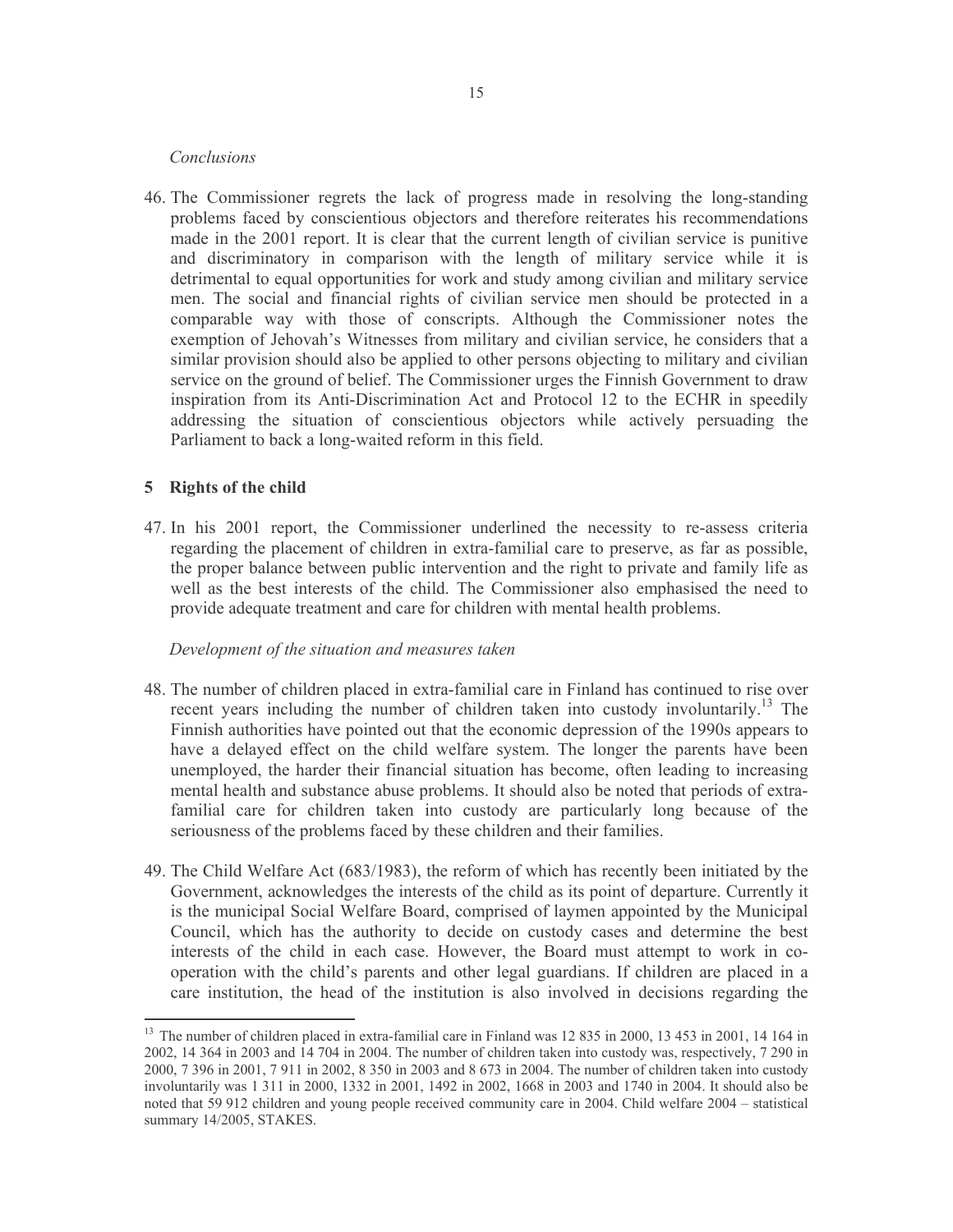*Conclusions*

46. The Commissioner regrets the lack of progress made in resolving the long-standing problems faced by conscientious objectors and therefore reiterates his recommendations made in the 2001 report. It is clear that the current length of civilian service is punitive and discriminatory in comparison with the length of military service while it is detrimental to equal opportunities for work and study among civilian and military service men. The social and financial rights of civilian service men should be protected in a comparable way with those of conscripts. Although the Commissioner notes the exemption of Jehovah's Witnesses from military and civilian service, he considers that a similar provision should also be applied to other persons objecting to military and civilian service on the ground of belief. The Commissioner urges the Finnish Government to draw inspiration from its Anti-Discrimination Act and Protocol 12 to the ECHR in speedily addressing the situation of conscientious objectors while actively persuading the Parliament to back a long-waited reform in this field.

## 5 Rights of the child

47. In his 2001 report, the Commissioner underlined the necessity to re-assess criteria regarding the placement of children in extra-familial care to preserve, as far as possible, the proper balance between public intervention and the right to private and family life as well as the best interests of the child. The Commissioner also emphasised the need to provide adequate treatment and care for children with mental health problems.

*Development of the situation and measures taken*

48. The number of children placed in extra-familial care in Finland has continued to rise over recent years including the number of children taken into custody involuntarily.[13] The Finnish authorities have pointed out that the economic depression of the 1990s appears to have a delayed effect on the child welfare system. The longer the parents have been unemployed, the harder their financial situation has become, often leading to increasing mental health and substance abuse problems. It should also be noted that periods of extra-familial care for children taken into custody are particularly long because of the seriousness of the problems faced by these children and their families.

49. The Child Welfare Act (683/1983), the reform of which has recently been initiated by the Government, acknowledges the interests of the child as its point of departure. Currently it is the municipal Social Welfare Board, comprised of laymen appointed by the Municipal Council, which has the authority to decide on custody cases and determine the best interests of the child in each case. However, the Board must attempt to work in co-operation with the child's parents and other legal guardians. If children are placed in a care institution, the head of the institution is also involved in decisions regarding the

---

[13] The number of children placed in extra-familial care in Finland was 12 835 in 2000, 13 453 in 2001, 14 164 in 2002, 14 364 in 2003 and 14 704 in 2004. The number of children taken into custody was, respectively, 7 290 in 2000, 7 396 in 2001, 7 911 in 2002, 8 350 in 2003 and 8 673 in 2004. The number of children taken into custody involuntarily was 1 311 in 2000, 1332 in 2001, 1492 in 2002, 1668 in 2003 and 1740 in 2004. It should also be noted that 59 912 children and young people received community care in 2004. Child welfare 2004 – statistical summary 14/2005, STAKES.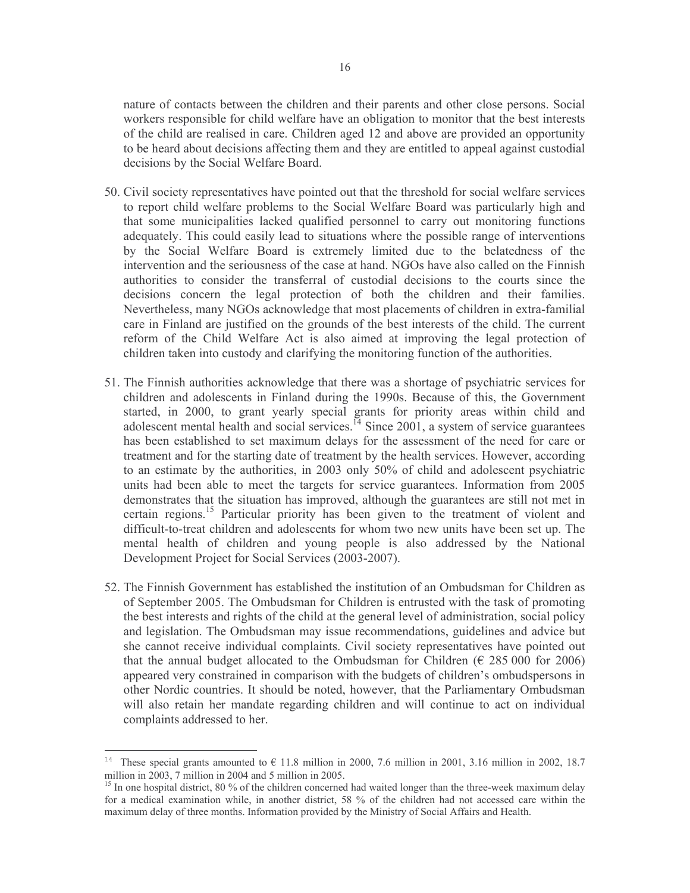nature of contacts between the children and their parents and other close persons. Social workers responsible for child welfare have an obligation to monitor that the best interests of the child are realised in care. Children aged 12 and above are provided an opportunity to be heard about decisions affecting them and they are entitled to appeal against custodial decisions by the Social Welfare Board.

50. Civil society representatives have pointed out that the threshold for social welfare services to report child welfare problems to the Social Welfare Board was particularly high and that some municipalities lacked qualified personnel to carry out monitoring functions adequately. This could easily lead to situations where the possible range of interventions by the Social Welfare Board is extremely limited due to the belatedness of the intervention and the seriousness of the case at hand. NGOs have also called on the Finnish authorities to consider the transferral of custodial decisions to the courts since the decisions concern the legal protection of both the children and their families. Nevertheless, many NGOs acknowledge that most placements of children in extra-familial care in Finland are justified on the grounds of the best interests of the child. The current reform of the Child Welfare Act is also aimed at improving the legal protection of children taken into custody and clarifying the monitoring function of the authorities.

51. The Finnish authorities acknowledge that there was a shortage of psychiatric services for children and adolescents in Finland during the 1990s. Because of this, the Government started, in 2000, to grant yearly special grants for priority areas within child and adolescent mental health and social services.[14] Since 2001, a system of service guarantees has been established to set maximum delays for the assessment of the need for care or treatment and for the starting date of treatment by the health services. However, according to an estimate by the authorities, in 2003 only 50% of child and adolescent psychiatric units had been able to meet the targets for service guarantees. Information from 2005 demonstrates that the situation has improved, although the guarantees are still not met in certain regions.[15] Particular priority has been given to the treatment of violent and difficult-to-treat children and adolescents for whom two new units have been set up. The mental health of children and young people is also addressed by the National Development Project for Social Services (2003-2007).

52. The Finnish Government has established the institution of an Ombudsman for Children as of September 2005. The Ombudsman for Children is entrusted with the task of promoting the best interests and rights of the child at the general level of administration, social policy and legislation. The Ombudsman may issue recommendations, guidelines and advice but she cannot receive individual complaints. Civil society representatives have pointed out that the annual budget allocated to the Ombudsman for Children (€ 285 000 for 2006) appeared very constrained in comparison with the budgets of children's ombudspersons in other Nordic countries. It should be noted, however, that the Parliamentary Ombudsman will also retain her mandate regarding children and will continue to act on individual complaints addressed to her.

---

[14] These special grants amounted to € 11.8 million in 2000, 7.6 million in 2001, 3.16 million in 2002, 18.7 million in 2003, 7 million in 2004 and 5 million in 2005.

[15] In one hospital district, 80 % of the children concerned had waited longer than the three-week maximum delay for a medical examination while, in another district, 58 % of the children had not accessed care within the maximum delay of three months. Information provided by the Ministry of Social Affairs and Health.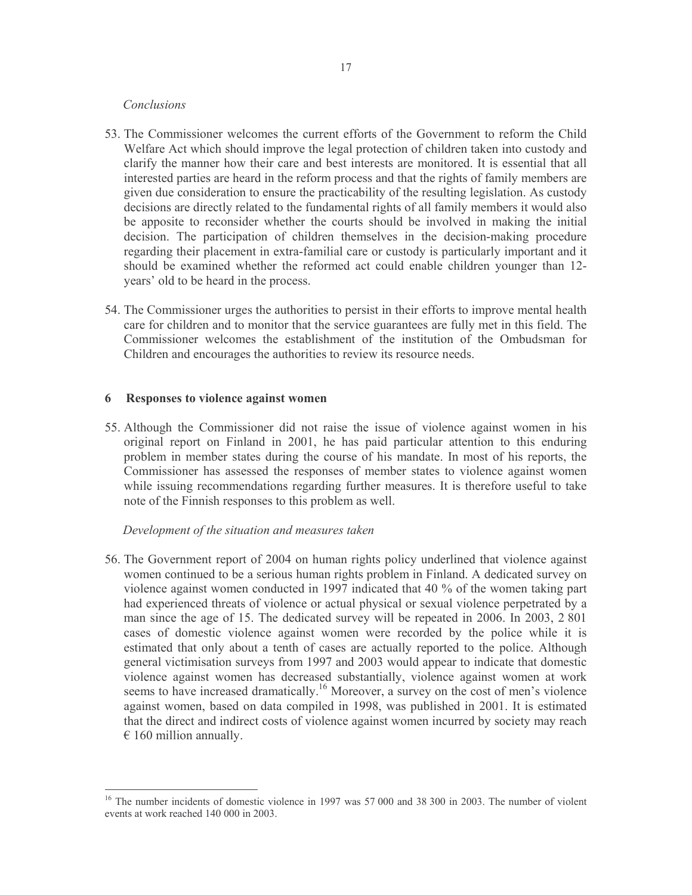*Conclusions*

53. The Commissioner welcomes the current efforts of the Government to reform the Child Welfare Act which should improve the legal protection of children taken into custody and clarify the manner how their care and best interests are monitored. It is essential that all interested parties are heard in the reform process and that the rights of family members are given due consideration to ensure the practicability of the resulting legislation. As custody decisions are directly related to the fundamental rights of all family members it would also be apposite to reconsider whether the courts should be involved in making the initial decision. The participation of children themselves in the decision-making procedure regarding their placement in extra-familial care or custody is particularly important and it should be examined whether the reformed act could enable children younger than 12-years' old to be heard in the process.

54. The Commissioner urges the authorities to persist in their efforts to improve mental health care for children and to monitor that the service guarantees are fully met in this field. The Commissioner welcomes the establishment of the institution of the Ombudsman for Children and encourages the authorities to review its resource needs.

## 6 Responses to violence against women

55. Although the Commissioner did not raise the issue of violence against women in his original report on Finland in 2001, he has paid particular attention to this enduring problem in member states during the course of his mandate. In most of his reports, the Commissioner has assessed the responses of member states to violence against women while issuing recommendations regarding further measures. It is therefore useful to take note of the Finnish responses to this problem as well.

*Development of the situation and measures taken*

56. The Government report of 2004 on human rights policy underlined that violence against women continued to be a serious human rights problem in Finland. A dedicated survey on violence against women conducted in 1997 indicated that 40 % of the women taking part had experienced threats of violence or actual physical or sexual violence perpetrated by a man since the age of 15. The dedicated survey will be repeated in 2006. In 2003, 2 801 cases of domestic violence against women were recorded by the police while it is estimated that only about a tenth of cases are actually reported to the police. Although general victimisation surveys from 1997 and 2003 would appear to indicate that domestic violence against women has decreased substantially, violence against women at work seems to have increased dramatically.[16] Moreover, a survey on the cost of men's violence against women, based on data compiled in 1998, was published in 2001. It is estimated that the direct and indirect costs of violence against women incurred by society may reach € 160 million annually.

---

[16] The number incidents of domestic violence in 1997 was 57 000 and 38 300 in 2003. The number of violent events at work reached 140 000 in 2003.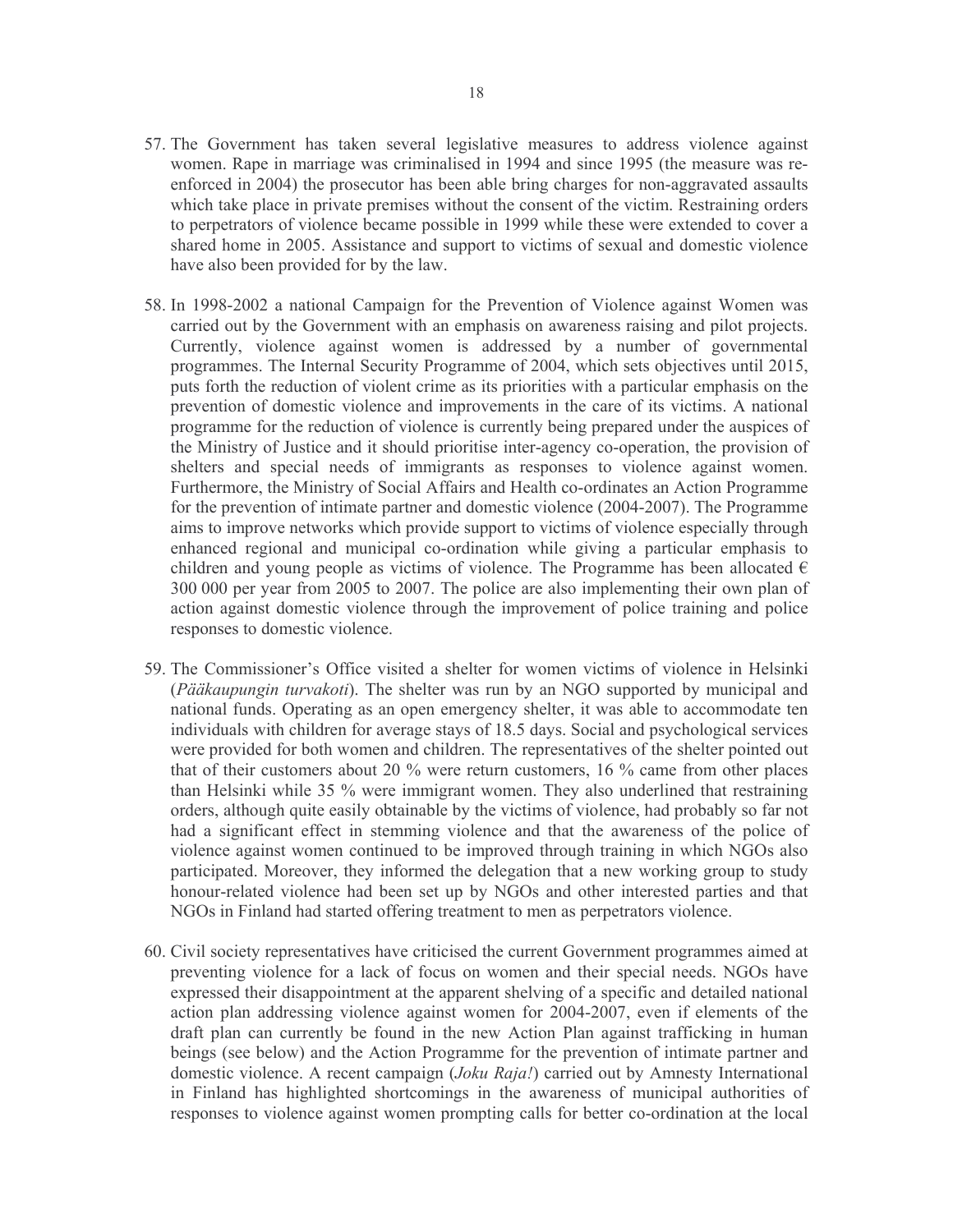57. The Government has taken several legislative measures to address violence against women. Rape in marriage was criminalised in 1994 and since 1995 (the measure was re-enforced in 2004) the prosecutor has been able bring charges for non-aggravated assaults which take place in private premises without the consent of the victim. Restraining orders to perpetrators of violence became possible in 1999 while these were extended to cover a shared home in 2005. Assistance and support to victims of sexual and domestic violence have also been provided for by the law.

58. In 1998-2002 a national Campaign for the Prevention of Violence against Women was carried out by the Government with an emphasis on awareness raising and pilot projects. Currently, violence against women is addressed by a number of governmental programmes. The Internal Security Programme of 2004, which sets objectives until 2015, puts forth the reduction of violent crime as its priorities with a particular emphasis on the prevention of domestic violence and improvements in the care of its victims. A national programme for the reduction of violence is currently being prepared under the auspices of the Ministry of Justice and it should prioritise inter-agency co-operation, the provision of shelters and special needs of immigrants as responses to violence against women. Furthermore, the Ministry of Social Affairs and Health co-ordinates an Action Programme for the prevention of intimate partner and domestic violence (2004-2007). The Programme aims to improve networks which provide support to victims of violence especially through enhanced regional and municipal co-ordination while giving a particular emphasis to children and young people as victims of violence. The Programme has been allocated € 300 000 per year from 2005 to 2007. The police are also implementing their own plan of action against domestic violence through the improvement of police training and police responses to domestic violence.

59. The Commissioner's Office visited a shelter for women victims of violence in Helsinki (*Pääkaupungin turvakoti*). The shelter was run by an NGO supported by municipal and national funds. Operating as an open emergency shelter, it was able to accommodate ten individuals with children for average stays of 18.5 days. Social and psychological services were provided for both women and children. The representatives of the shelter pointed out that of their customers about 20 % were return customers, 16 % came from other places than Helsinki while 35 % were immigrant women. They also underlined that restraining orders, although quite easily obtainable by the victims of violence, had probably so far not had a significant effect in stemming violence and that the awareness of the police of violence against women continued to be improved through training in which NGOs also participated. Moreover, they informed the delegation that a new working group to study honour-related violence had been set up by NGOs and other interested parties and that NGOs in Finland had started offering treatment to men as perpetrators violence.

60. Civil society representatives have criticised the current Government programmes aimed at preventing violence for a lack of focus on women and their special needs. NGOs have expressed their disappointment at the apparent shelving of a specific and detailed national action plan addressing violence against women for 2004-2007, even if elements of the draft plan can currently be found in the new Action Plan against trafficking in human beings (see below) and the Action Programme for the prevention of intimate partner and domestic violence. A recent campaign (*Joku Raja!*) carried out by Amnesty International in Finland has highlighted shortcomings in the awareness of municipal authorities of responses to violence against women prompting calls for better co-ordination at the local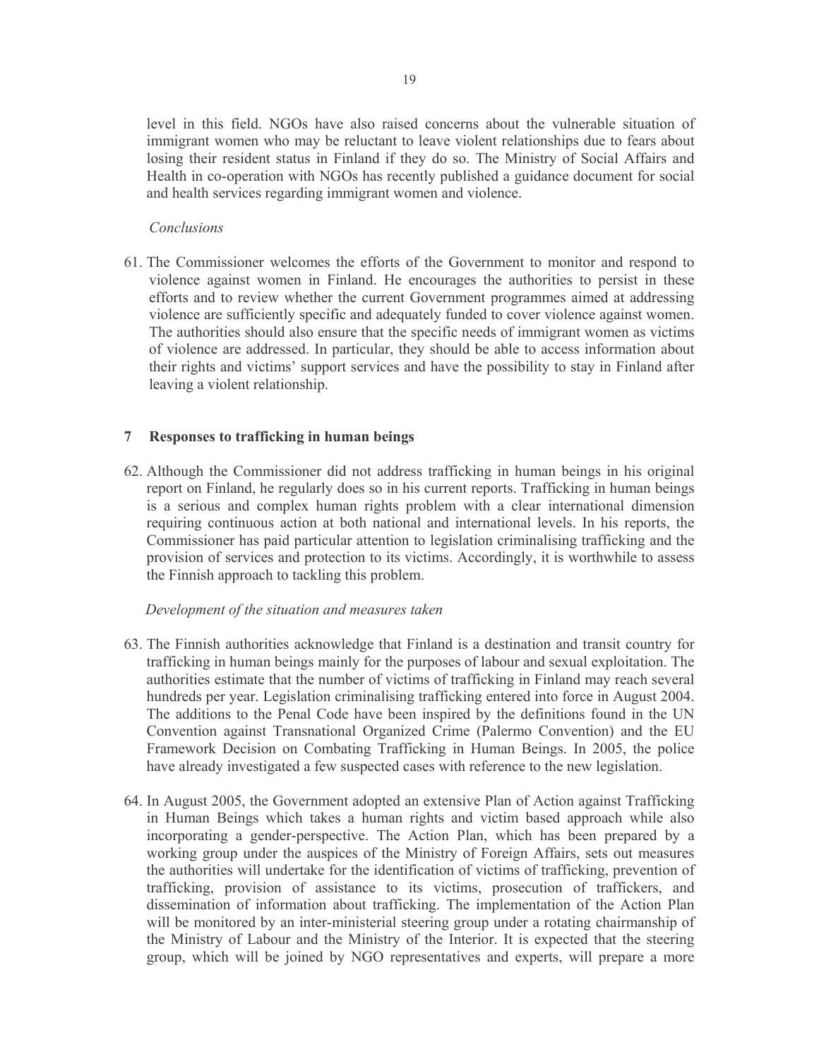level in this field. NGOs have also raised concerns about the vulnerable situation of immigrant women who may be reluctant to leave violent relationships due to fears about losing their resident status in Finland if they do so. The Ministry of Social Affairs and Health in co-operation with NGOs has recently published a guidance document for social and health services regarding immigrant women and violence.

*Conclusions*

61. The Commissioner welcomes the efforts of the Government to monitor and respond to violence against women in Finland. He encourages the authorities to persist in these efforts and to review whether the current Government programmes aimed at addressing violence are sufficiently specific and adequately funded to cover violence against women. The authorities should also ensure that the specific needs of immigrant women as victims of violence are addressed. In particular, they should be able to access information about their rights and victims' support services and have the possibility to stay in Finland after leaving a violent relationship.

## 7 Responses to trafficking in human beings

62. Although the Commissioner did not address trafficking in human beings in his original report on Finland, he regularly does so in his current reports. Trafficking in human beings is a serious and complex human rights problem with a clear international dimension requiring continuous action at both national and international levels. In his reports, the Commissioner has paid particular attention to legislation criminalising trafficking and the provision of services and protection to its victims. Accordingly, it is worthwhile to assess the Finnish approach to tackling this problem.

*Development of the situation and measures taken*

63. The Finnish authorities acknowledge that Finland is a destination and transit country for trafficking in human beings mainly for the purposes of labour and sexual exploitation. The authorities estimate that the number of victims of trafficking in Finland may reach several hundreds per year. Legislation criminalising trafficking entered into force in August 2004. The additions to the Penal Code have been inspired by the definitions found in the UN Convention against Transnational Organized Crime (Palermo Convention) and the EU Framework Decision on Combating Trafficking in Human Beings. In 2005, the police have already investigated a few suspected cases with reference to the new legislation.

64. In August 2005, the Government adopted an extensive Plan of Action against Trafficking in Human Beings which takes a human rights and victim based approach while also incorporating a gender-perspective. The Action Plan, which has been prepared by a working group under the auspices of the Ministry of Foreign Affairs, sets out measures the authorities will undertake for the identification of victims of trafficking, prevention of trafficking, provision of assistance to its victims, prosecution of traffickers, and dissemination of information about trafficking. The implementation of the Action Plan will be monitored by an inter-ministerial steering group under a rotating chairmanship of the Ministry of Labour and the Ministry of the Interior. It is expected that the steering group, which will be joined by NGO representatives and experts, will prepare a more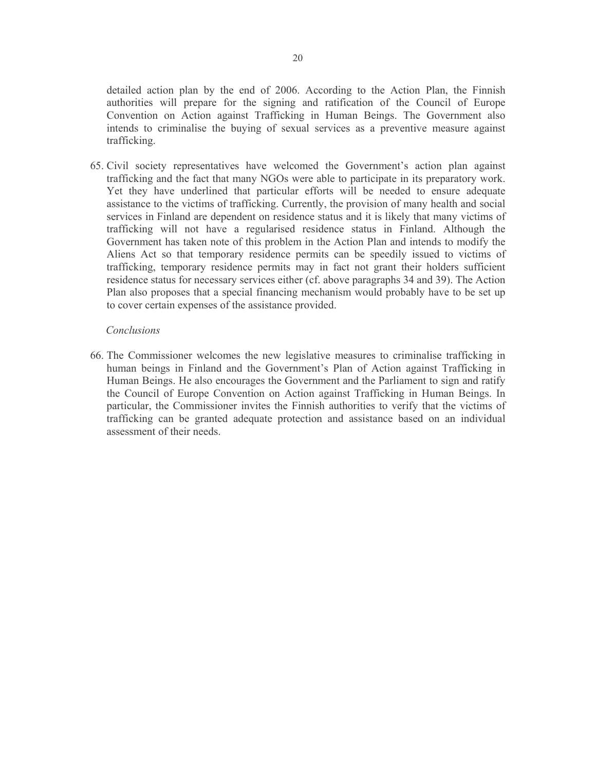detailed action plan by the end of 2006. According to the Action Plan, the Finnish authorities will prepare for the signing and ratification of the Council of Europe Convention on Action against Trafficking in Human Beings. The Government also intends to criminalise the buying of sexual services as a preventive measure against trafficking.

65. Civil society representatives have welcomed the Government's action plan against trafficking and the fact that many NGOs were able to participate in its preparatory work. Yet they have underlined that particular efforts will be needed to ensure adequate assistance to the victims of trafficking. Currently, the provision of many health and social services in Finland are dependent on residence status and it is likely that many victims of trafficking will not have a regularised residence status in Finland. Although the Government has taken note of this problem in the Action Plan and intends to modify the Aliens Act so that temporary residence permits can be speedily issued to victims of trafficking, temporary residence permits may in fact not grant their holders sufficient residence status for necessary services either (cf. above paragraphs 34 and 39). The Action Plan also proposes that a special financing mechanism would probably have to be set up to cover certain expenses of the assistance provided.

*Conclusions*

66. The Commissioner welcomes the new legislative measures to criminalise trafficking in human beings in Finland and the Government's Plan of Action against Trafficking in Human Beings. He also encourages the Government and the Parliament to sign and ratify the Council of Europe Convention on Action against Trafficking in Human Beings. In particular, the Commissioner invites the Finnish authorities to verify that the victims of trafficking can be granted adequate protection and assistance based on an individual assessment of their needs.